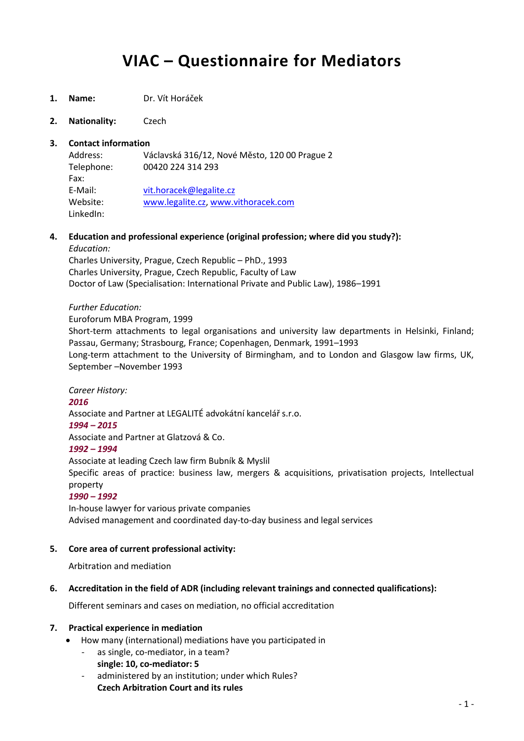# VIAC – Questionnaire for Mediators

1. **Name:** Dr. Vít Horáček

2. **Nationality:** Czech

3. **Contact information**

   Address: Václavská 316/12, Nové Město, 120 00 Prague 2
   Telephone: 00420 224 314 293
   Fax:
   E-Mail: vit.horacek@legalite.cz
   Website: www.legalite.cz, www.vithoracek.com
   LinkedIn:

4. **Education and professional experience (original profession; where did you study?):**

   *Education:*
   Charles University, Prague, Czech Republic – PhD., 1993
   Charles University, Prague, Czech Republic, Faculty of Law
   Doctor of Law (Specialisation: International Private and Public Law), 1986–1991

   *Further Education:*
   Euroforum MBA Program, 1999
   Short-term attachments to legal organisations and university law departments in Helsinki, Finland; Passau, Germany; Strasbourg, France; Copenhagen, Denmark, 1991–1993
   Long-term attachment to the University of Birmingham, and to London and Glasgow law firms, UK, September –November 1993

   *Career History:*

   ***2016***
   Associate and Partner at LEGALITÉ advokátní kancelář s.r.o.

   ***1994 – 2015***
   Associate and Partner at Glatzová & Co.

   ***1992 – 1994***
   Associate at leading Czech law firm Bubník & Myslil
   Specific areas of practice: business law, mergers & acquisitions, privatisation projects, Intellectual property

   ***1990 – 1992***
   In-house lawyer for various private companies
   Advised management and coordinated day-to-day business and legal services

5. **Core area of current professional activity:**

   Arbitration and mediation

6. **Accreditation in the field of ADR (including relevant trainings and connected qualifications):**

   Different seminars and cases on mediation, no official accreditation

7. **Practical experience in mediation**
   - How many (international) mediations have you participated in
     - as single, co-mediator, in a team?
       **single: 10, co-mediator: 5**
     - administered by an institution; under which Rules?
       **Czech Arbitration Court and its rules**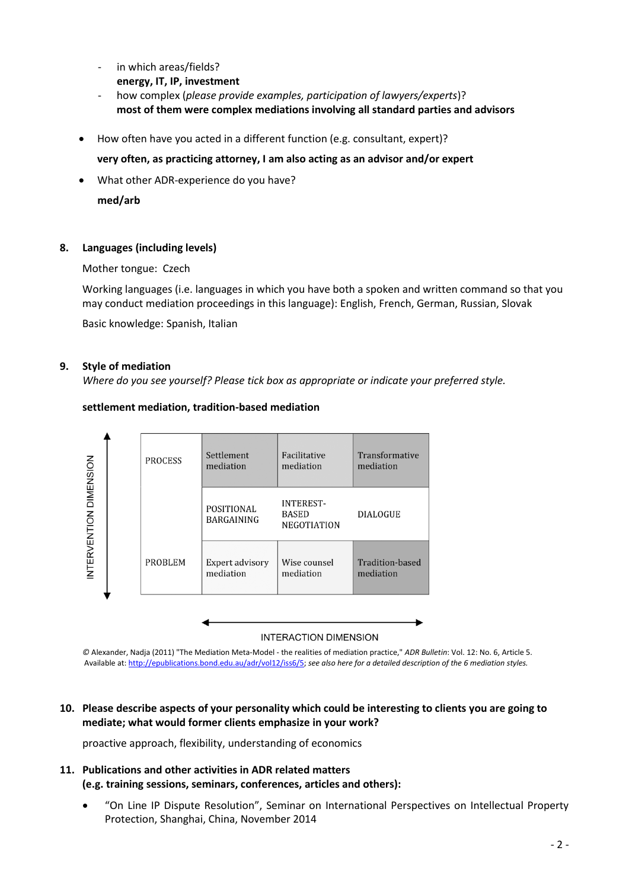- in which areas/fields?
  **energy, IT, IP, investment**
- how complex (*please provide examples, participation of lawyers/experts*)?
  **most of them were complex mediations involving all standard parties and advisors**

- How often have you acted in a different function (e.g. consultant, expert)?

  **very often, as practicing attorney, I am also acting as an advisor and/or expert**

- What other ADR-experience do you have?

  **med/arb**

**8. Languages (including levels)**

Mother tongue: Czech

Working languages (i.e. languages in which you have both a spoken and written command so that you may conduct mediation proceedings in this language): English, French, German, Russian, Slovak

Basic knowledge: Spanish, Italian

**9. Style of mediation**

*Where do you see yourself? Please tick box as appropriate or indicate your preferred style.*

**settlement mediation, tradition-based mediation**

INTERVENTION DIMENSION (vertical axis)

| | | | |
|---|---|---|---|
| PROCESS | Settlement mediation | Facilitative mediation | Transformative mediation |
| | POSITIONAL BARGAINING | INTEREST-BASED NEGOTIATION | DIALOGUE |
| PROBLEM | Expert advisory mediation | Wise counsel mediation | Tradition-based mediation |

INTERACTION DIMENSION (horizontal axis)

© Alexander, Nadja (2011) "The Mediation Meta-Model - the realities of mediation practice," *ADR Bulletin*: Vol. 12: No. 6, Article 5. Available at: http://epublications.bond.edu.au/adr/vol12/iss6/5; *see also here for a detailed description of the 6 mediation styles.*

**10. Please describe aspects of your personality which could be interesting to clients you are going to mediate; what would former clients emphasize in your work?**

proactive approach, flexibility, understanding of economics

**11. Publications and other activities in ADR related matters (e.g. training sessions, seminars, conferences, articles and others):**

- "On Line IP Dispute Resolution", Seminar on International Perspectives on Intellectual Property Protection, Shanghai, China, November 2014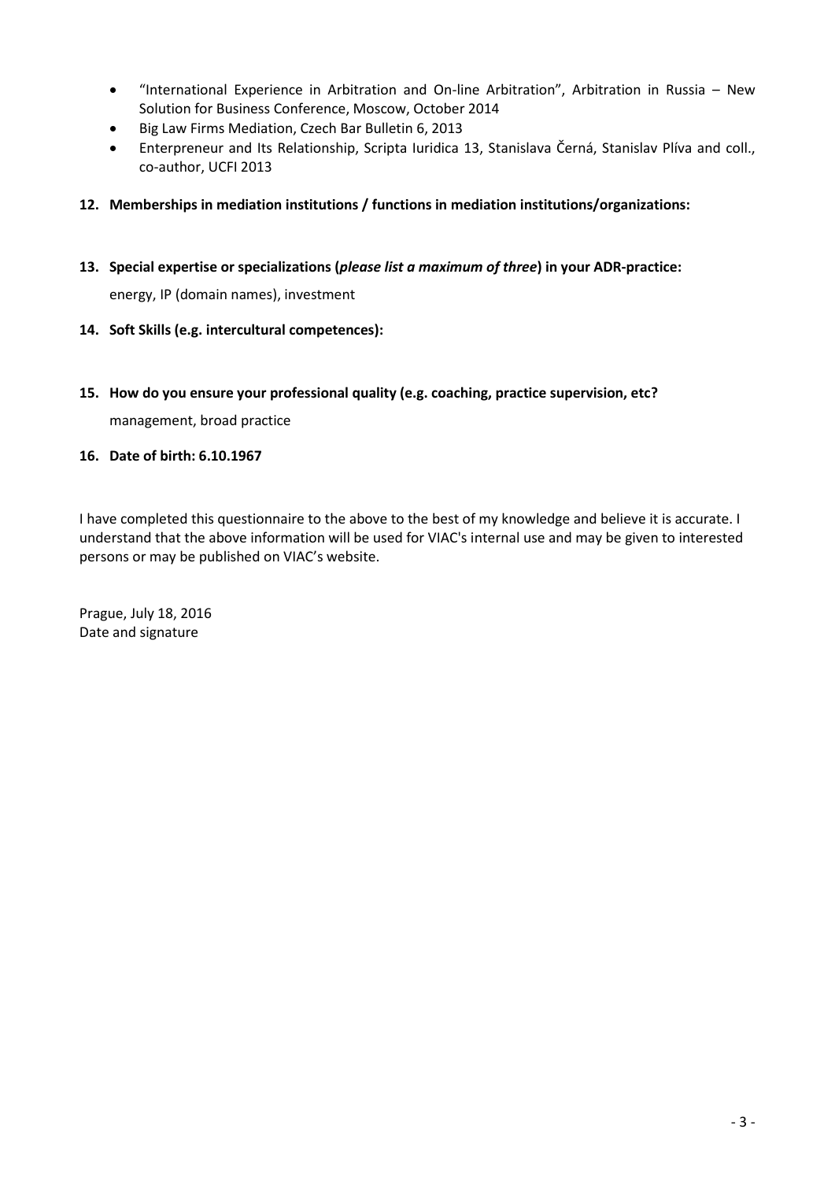- "International Experience in Arbitration and On-line Arbitration", Arbitration in Russia – New Solution for Business Conference, Moscow, October 2014
- Big Law Firms Mediation, Czech Bar Bulletin 6, 2013
- Enterpreneur and Its Relationship, Scripta Iuridica 13, Stanislava Černá, Stanislav Plíva and coll., co-author, UCFI 2013

**12. Memberships in mediation institutions / functions in mediation institutions/organizations:**

**13. Special expertise or specializations (*please list a maximum of three*) in your ADR-practice:**

energy, IP (domain names), investment

**14. Soft Skills (e.g. intercultural competences):**

**15. How do you ensure your professional quality (e.g. coaching, practice supervision, etc?**

management, broad practice

**16. Date of birth: 6.10.1967**

I have completed this questionnaire to the above to the best of my knowledge and believe it is accurate. I understand that the above information will be used for VIAC's internal use and may be given to interested persons or may be published on VIAC's website.

Prague, July 18, 2016
Date and signature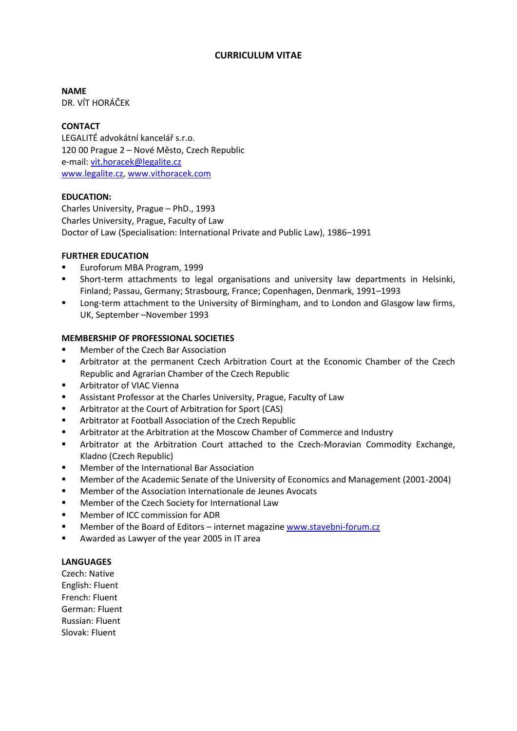# CURRICULUM VITAE

**NAME**

DR. VÍT HORÁČEK

**CONTACT**

LEGALITÉ advokátní kancelář s.r.o.
120 00 Prague 2 – Nové Město, Czech Republic
e-mail: vit.horacek@legalite.cz
www.legalite.cz, www.vithoracek.com

**EDUCATION:**

Charles University, Prague – PhD., 1993
Charles University, Prague, Faculty of Law
Doctor of Law (Specialisation: International Private and Public Law), 1986–1991

**FURTHER EDUCATION**

- Euroforum MBA Program, 1999
- Short-term attachments to legal organisations and university law departments in Helsinki, Finland; Passau, Germany; Strasbourg, France; Copenhagen, Denmark, 1991–1993
- Long-term attachment to the University of Birmingham, and to London and Glasgow law firms, UK, September –November 1993

**MEMBERSHIP OF PROFESSIONAL SOCIETIES**

- Member of the Czech Bar Association
- Arbitrator at the permanent Czech Arbitration Court at the Economic Chamber of the Czech Republic and Agrarian Chamber of the Czech Republic
- Arbitrator of VIAC Vienna
- Assistant Professor at the Charles University, Prague, Faculty of Law
- Arbitrator at the Court of Arbitration for Sport (CAS)
- Arbitrator at Football Association of the Czech Republic
- Arbitrator at the Arbitration at the Moscow Chamber of Commerce and Industry
- Arbitrator at the Arbitration Court attached to the Czech-Moravian Commodity Exchange, Kladno (Czech Republic)
- Member of the International Bar Association
- Member of the Academic Senate of the University of Economics and Management (2001-2004)
- Member of the Association Internationale de Jeunes Avocats
- Member of the Czech Society for International Law
- Member of ICC commission for ADR
- Member of the Board of Editors – internet magazine www.stavebni-forum.cz
- Awarded as Lawyer of the year 2005 in IT area

**LANGUAGES**

Czech: Native
English: Fluent
French: Fluent
German: Fluent
Russian: Fluent
Slovak: Fluent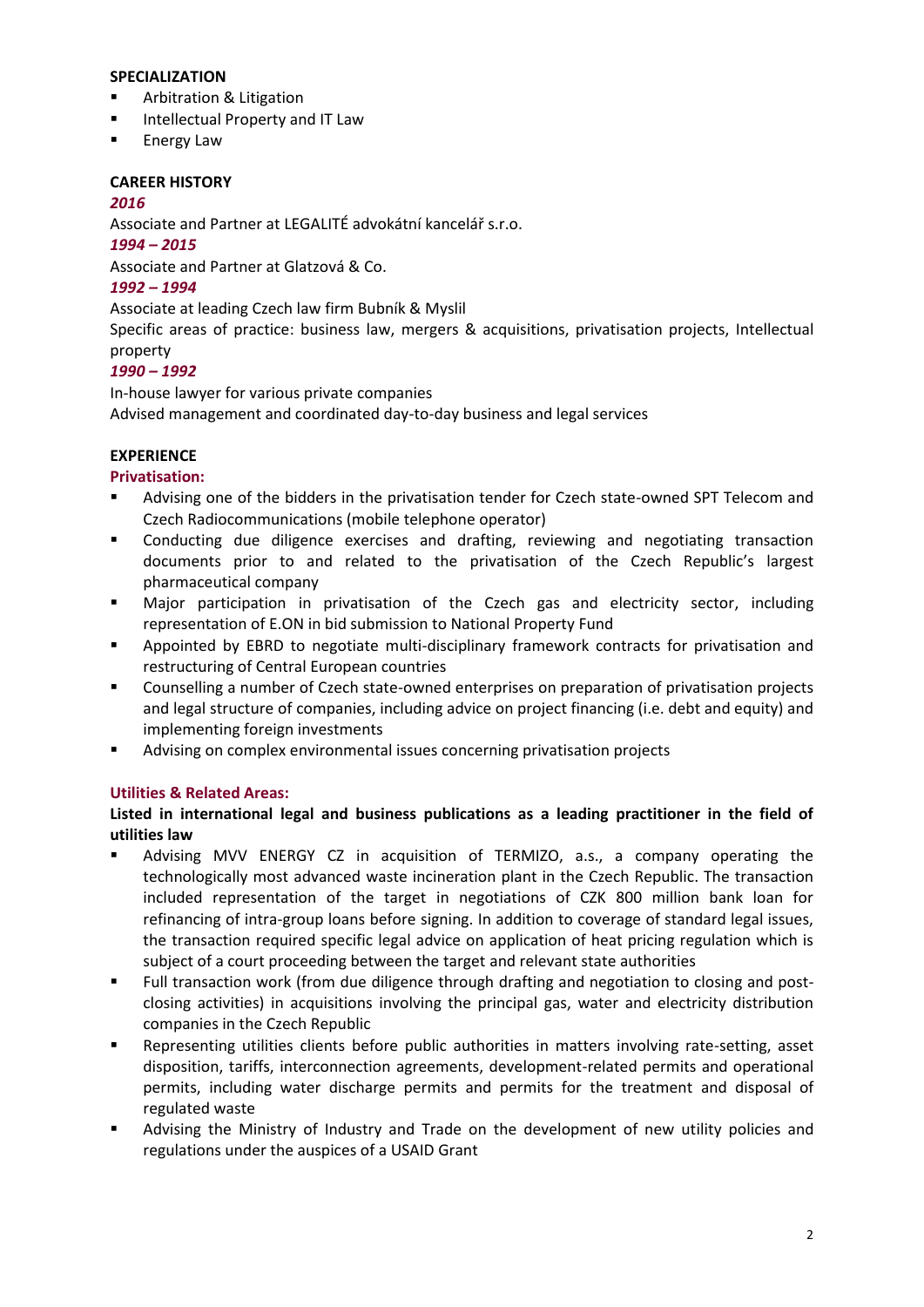**SPECIALIZATION**

- Arbitration & Litigation
- Intellectual Property and IT Law
- Energy Law

**CAREER HISTORY**

***2016***

Associate and Partner at LEGALITÉ advokátní kancelář s.r.o.

***1994 – 2015***

Associate and Partner at Glatzová & Co.

***1992 – 1994***

Associate at leading Czech law firm Bubník & Myslil

Specific areas of practice: business law, mergers & acquisitions, privatisation projects, Intellectual property

***1990 – 1992***

In-house lawyer for various private companies

Advised management and coordinated day-to-day business and legal services

**EXPERIENCE**

**Privatisation:**

- Advising one of the bidders in the privatisation tender for Czech state-owned SPT Telecom and Czech Radiocommunications (mobile telephone operator)
- Conducting due diligence exercises and drafting, reviewing and negotiating transaction documents prior to and related to the privatisation of the Czech Republic's largest pharmaceutical company
- Major participation in privatisation of the Czech gas and electricity sector, including representation of E.ON in bid submission to National Property Fund
- Appointed by EBRD to negotiate multi-disciplinary framework contracts for privatisation and restructuring of Central European countries
- Counselling a number of Czech state-owned enterprises on preparation of privatisation projects and legal structure of companies, including advice on project financing (i.e. debt and equity) and implementing foreign investments
- Advising on complex environmental issues concerning privatisation projects

**Utilities & Related Areas:**

**Listed in international legal and business publications as a leading practitioner in the field of utilities law**

- Advising MVV ENERGY CZ in acquisition of TERMIZO, a.s., a company operating the technologically most advanced waste incineration plant in the Czech Republic. The transaction included representation of the target in negotiations of CZK 800 million bank loan for refinancing of intra-group loans before signing. In addition to coverage of standard legal issues, the transaction required specific legal advice on application of heat pricing regulation which is subject of a court proceeding between the target and relevant state authorities
- Full transaction work (from due diligence through drafting and negotiation to closing and post-closing activities) in acquisitions involving the principal gas, water and electricity distribution companies in the Czech Republic
- Representing utilities clients before public authorities in matters involving rate-setting, asset disposition, tariffs, interconnection agreements, development-related permits and operational permits, including water discharge permits and permits for the treatment and disposal of regulated waste
- Advising the Ministry of Industry and Trade on the development of new utility policies and regulations under the auspices of a USAID Grant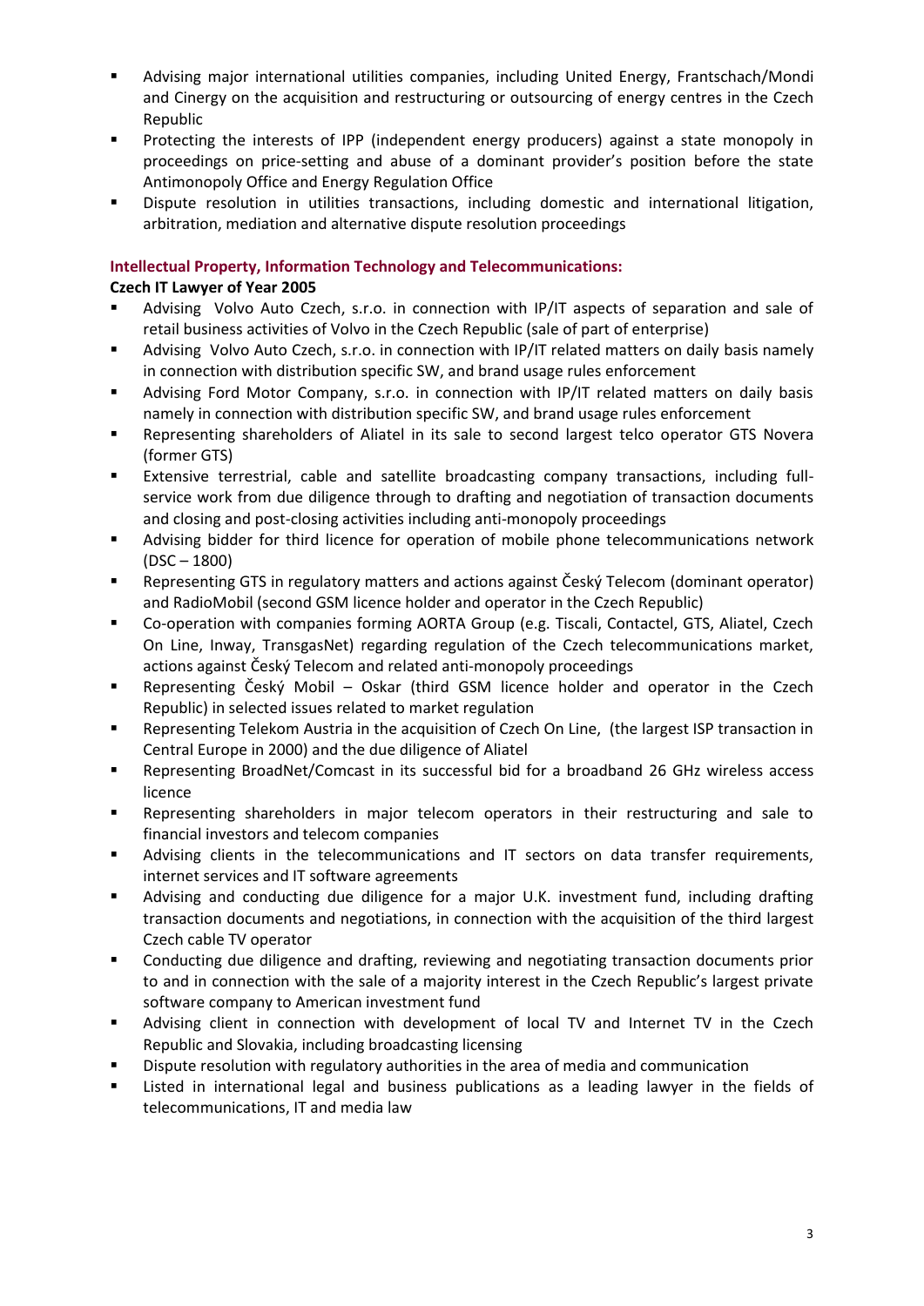- Advising major international utilities companies, including United Energy, Frantschach/Mondi and Cinergy on the acquisition and restructuring or outsourcing of energy centres in the Czech Republic
- Protecting the interests of IPP (independent energy producers) against a state monopoly in proceedings on price-setting and abuse of a dominant provider's position before the state Antimonopoly Office and Energy Regulation Office
- Dispute resolution in utilities transactions, including domestic and international litigation, arbitration, mediation and alternative dispute resolution proceedings

### Intellectual Property, Information Technology and Telecommunications:

**Czech IT Lawyer of Year 2005**

- Advising Volvo Auto Czech, s.r.o. in connection with IP/IT aspects of separation and sale of retail business activities of Volvo in the Czech Republic (sale of part of enterprise)
- Advising Volvo Auto Czech, s.r.o. in connection with IP/IT related matters on daily basis namely in connection with distribution specific SW, and brand usage rules enforcement
- Advising Ford Motor Company, s.r.o. in connection with IP/IT related matters on daily basis namely in connection with distribution specific SW, and brand usage rules enforcement
- Representing shareholders of Aliatel in its sale to second largest telco operator GTS Novera (former GTS)
- Extensive terrestrial, cable and satellite broadcasting company transactions, including full-service work from due diligence through to drafting and negotiation of transaction documents and closing and post-closing activities including anti-monopoly proceedings
- Advising bidder for third licence for operation of mobile phone telecommunications network (DSC – 1800)
- Representing GTS in regulatory matters and actions against Český Telecom (dominant operator) and RadioMobil (second GSM licence holder and operator in the Czech Republic)
- Co-operation with companies forming AORTA Group (e.g. Tiscali, Contactel, GTS, Aliatel, Czech On Line, Inway, TransgasNet) regarding regulation of the Czech telecommunications market, actions against Český Telecom and related anti-monopoly proceedings
- Representing Český Mobil – Oskar (third GSM licence holder and operator in the Czech Republic) in selected issues related to market regulation
- Representing Telekom Austria in the acquisition of Czech On Line, (the largest ISP transaction in Central Europe in 2000) and the due diligence of Aliatel
- Representing BroadNet/Comcast in its successful bid for a broadband 26 GHz wireless access licence
- Representing shareholders in major telecom operators in their restructuring and sale to financial investors and telecom companies
- Advising clients in the telecommunications and IT sectors on data transfer requirements, internet services and IT software agreements
- Advising and conducting due diligence for a major U.K. investment fund, including drafting transaction documents and negotiations, in connection with the acquisition of the third largest Czech cable TV operator
- Conducting due diligence and drafting, reviewing and negotiating transaction documents prior to and in connection with the sale of a majority interest in the Czech Republic's largest private software company to American investment fund
- Advising client in connection with development of local TV and Internet TV in the Czech Republic and Slovakia, including broadcasting licensing
- Dispute resolution with regulatory authorities in the area of media and communication
- Listed in international legal and business publications as a leading lawyer in the fields of telecommunications, IT and media law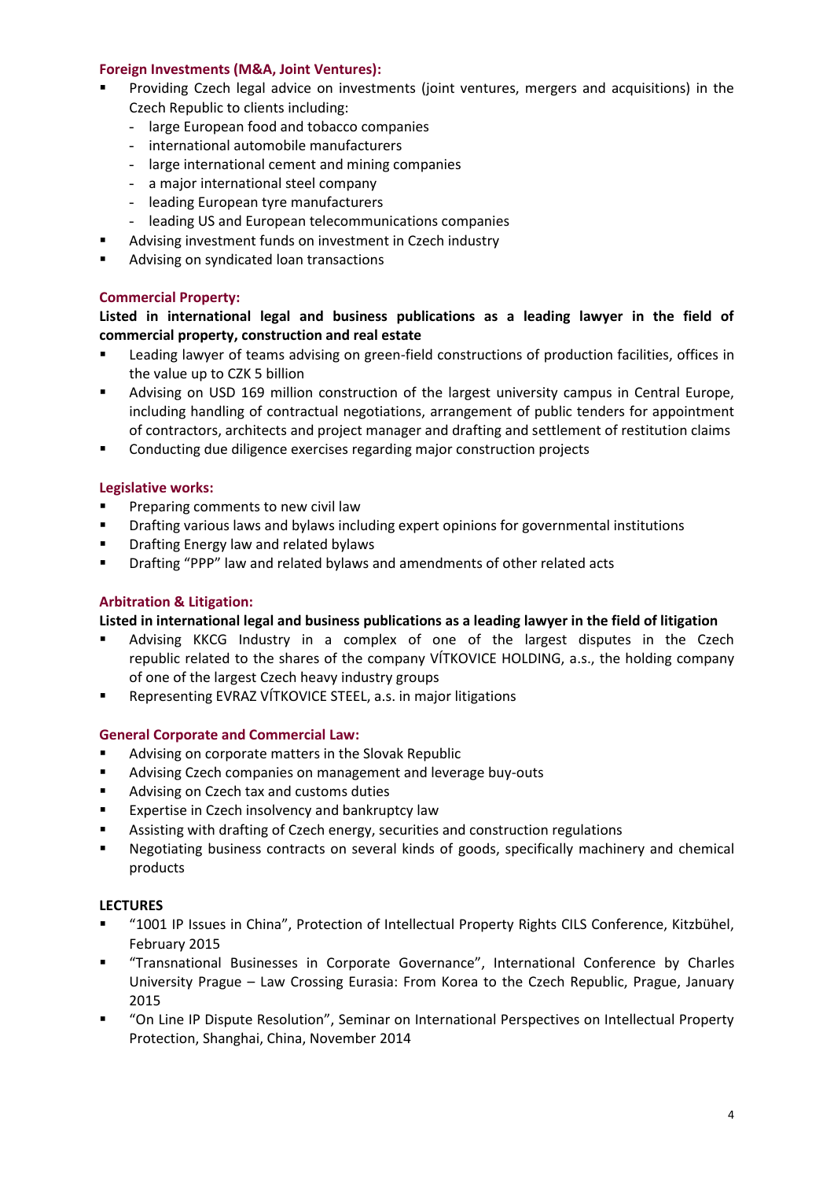### Foreign Investments (M&A, Joint Ventures):

- Providing Czech legal advice on investments (joint ventures, mergers and acquisitions) in the Czech Republic to clients including:
  - large European food and tobacco companies
  - international automobile manufacturers
  - large international cement and mining companies
  - a major international steel company
  - leading European tyre manufacturers
  - leading US and European telecommunications companies
- Advising investment funds on investment in Czech industry
- Advising on syndicated loan transactions

### Commercial Property:

**Listed in international legal and business publications as a leading lawyer in the field of commercial property, construction and real estate**

- Leading lawyer of teams advising on green-field constructions of production facilities, offices in the value up to CZK 5 billion
- Advising on USD 169 million construction of the largest university campus in Central Europe, including handling of contractual negotiations, arrangement of public tenders for appointment of contractors, architects and project manager and drafting and settlement of restitution claims
- Conducting due diligence exercises regarding major construction projects

### Legislative works:

- Preparing comments to new civil law
- Drafting various laws and bylaws including expert opinions for governmental institutions
- Drafting Energy law and related bylaws
- Drafting "PPP" law and related bylaws and amendments of other related acts

### Arbitration & Litigation:

**Listed in international legal and business publications as a leading lawyer in the field of litigation**

- Advising KKCG Industry in a complex of one of the largest disputes in the Czech republic related to the shares of the company VÍTKOVICE HOLDING, a.s., the holding company of one of the largest Czech heavy industry groups
- Representing EVRAZ VÍTKOVICE STEEL, a.s. in major litigations

### General Corporate and Commercial Law:

- Advising on corporate matters in the Slovak Republic
- Advising Czech companies on management and leverage buy-outs
- Advising on Czech tax and customs duties
- Expertise in Czech insolvency and bankruptcy law
- Assisting with drafting of Czech energy, securities and construction regulations
- Negotiating business contracts on several kinds of goods, specifically machinery and chemical products

## LECTURES

- "1001 IP Issues in China", Protection of Intellectual Property Rights CILS Conference, Kitzbühel, February 2015
- "Transnational Businesses in Corporate Governance", International Conference by Charles University Prague – Law Crossing Eurasia: From Korea to the Czech Republic, Prague, January 2015
- "On Line IP Dispute Resolution", Seminar on International Perspectives on Intellectual Property Protection, Shanghai, China, November 2014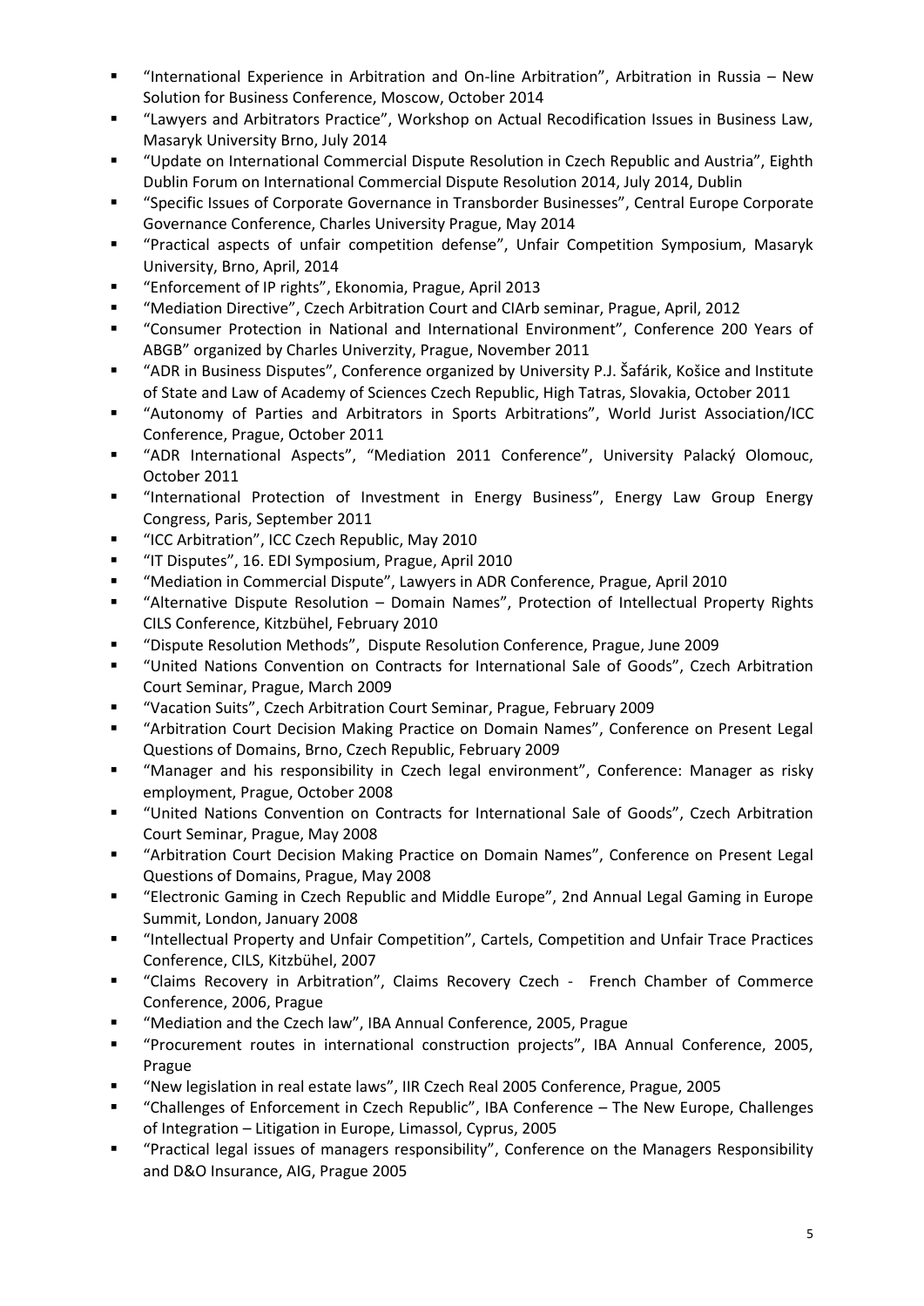- “International Experience in Arbitration and On-line Arbitration”, Arbitration in Russia – New Solution for Business Conference, Moscow, October 2014
- “Lawyers and Arbitrators Practice”, Workshop on Actual Recodification Issues in Business Law, Masaryk University Brno, July 2014
- “Update on International Commercial Dispute Resolution in Czech Republic and Austria”, Eighth Dublin Forum on International Commercial Dispute Resolution 2014, July 2014, Dublin
- “Specific Issues of Corporate Governance in Transborder Businesses”, Central Europe Corporate Governance Conference, Charles University Prague, May 2014
- “Practical aspects of unfair competition defense”, Unfair Competition Symposium, Masaryk University, Brno, April, 2014
- “Enforcement of IP rights”, Ekonomia, Prague, April 2013
- “Mediation Directive”, Czech Arbitration Court and CIArb seminar, Prague, April, 2012
- “Consumer Protection in National and International Environment”, Conference 200 Years of ABGB” organized by Charles Univerzity, Prague, November 2011
- “ADR in Business Disputes”, Conference organized by University P.J. Šafárik, Košice and Institute of State and Law of Academy of Sciences Czech Republic, High Tatras, Slovakia, October 2011
- “Autonomy of Parties and Arbitrators in Sports Arbitrations”, World Jurist Association/ICC Conference, Prague, October 2011
- “ADR International Aspects”, “Mediation 2011 Conference”, University Palacký Olomouc, October 2011
- “International Protection of Investment in Energy Business”, Energy Law Group Energy Congress, Paris, September 2011
- “ICC Arbitration”, ICC Czech Republic, May 2010
- “IT Disputes”, 16. EDI Symposium, Prague, April 2010
- “Mediation in Commercial Dispute”, Lawyers in ADR Conference, Prague, April 2010
- “Alternative Dispute Resolution – Domain Names”, Protection of Intellectual Property Rights CILS Conference, Kitzbühel, February 2010
- “Dispute Resolution Methods”, Dispute Resolution Conference, Prague, June 2009
- “United Nations Convention on Contracts for International Sale of Goods”, Czech Arbitration Court Seminar, Prague, March 2009
- “Vacation Suits”, Czech Arbitration Court Seminar, Prague, February 2009
- “Arbitration Court Decision Making Practice on Domain Names”, Conference on Present Legal Questions of Domains, Brno, Czech Republic, February 2009
- “Manager and his responsibility in Czech legal environment”, Conference: Manager as risky employment, Prague, October 2008
- “United Nations Convention on Contracts for International Sale of Goods”, Czech Arbitration Court Seminar, Prague, May 2008
- “Arbitration Court Decision Making Practice on Domain Names”, Conference on Present Legal Questions of Domains, Prague, May 2008
- “Electronic Gaming in Czech Republic and Middle Europe”, 2nd Annual Legal Gaming in Europe Summit, London, January 2008
- “Intellectual Property and Unfair Competition”, Cartels, Competition and Unfair Trace Practices Conference, CILS, Kitzbühel, 2007
- “Claims Recovery in Arbitration”, Claims Recovery Czech - French Chamber of Commerce Conference, 2006, Prague
- “Mediation and the Czech law”, IBA Annual Conference, 2005, Prague
- “Procurement routes in international construction projects”, IBA Annual Conference, 2005, Prague
- “New legislation in real estate laws”, IIR Czech Real 2005 Conference, Prague, 2005
- “Challenges of Enforcement in Czech Republic”, IBA Conference – The New Europe, Challenges of Integration – Litigation in Europe, Limassol, Cyprus, 2005
- “Practical legal issues of managers responsibility”, Conference on the Managers Responsibility and D&O Insurance, AIG, Prague 2005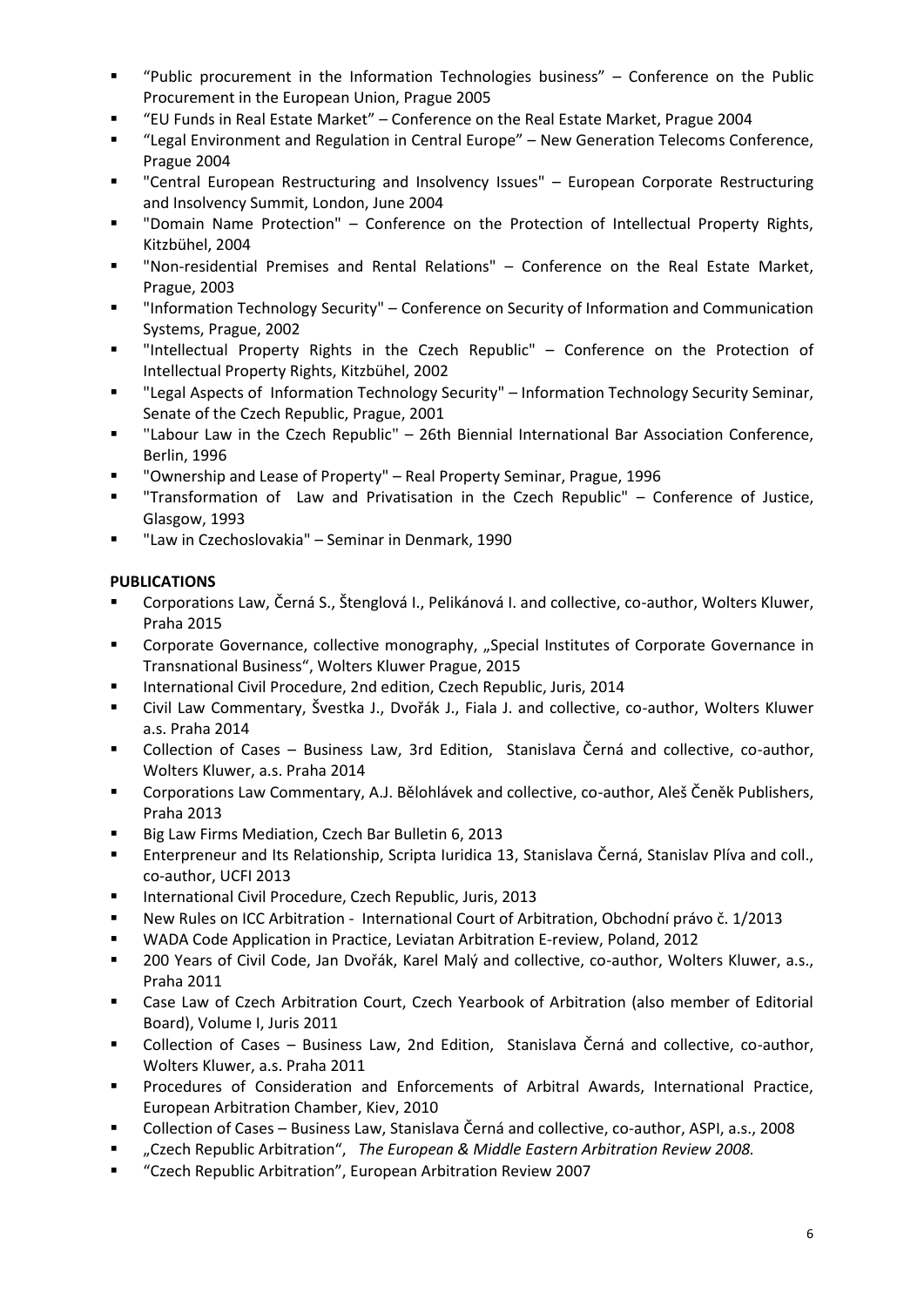- “Public procurement in the Information Technologies business” – Conference on the Public Procurement in the European Union, Prague 2005
- “EU Funds in Real Estate Market” – Conference on the Real Estate Market, Prague 2004
- “Legal Environment and Regulation in Central Europe” – New Generation Telecoms Conference, Prague 2004
- "Central European Restructuring and Insolvency Issues" – European Corporate Restructuring and Insolvency Summit, London, June 2004
- "Domain Name Protection" – Conference on the Protection of Intellectual Property Rights, Kitzbühel, 2004
- "Non-residential Premises and Rental Relations" – Conference on the Real Estate Market, Prague, 2003
- "Information Technology Security" – Conference on Security of Information and Communication Systems, Prague, 2002
- "Intellectual Property Rights in the Czech Republic" – Conference on the Protection of Intellectual Property Rights, Kitzbühel, 2002
- "Legal Aspects of Information Technology Security" – Information Technology Security Seminar, Senate of the Czech Republic, Prague, 2001
- "Labour Law in the Czech Republic" – 26th Biennial International Bar Association Conference, Berlin, 1996
- "Ownership and Lease of Property" – Real Property Seminar, Prague, 1996
- "Transformation of Law and Privatisation in the Czech Republic" – Conference of Justice, Glasgow, 1993
- "Law in Czechoslovakia" – Seminar in Denmark, 1990

**PUBLICATIONS**

- Corporations Law, Černá S., Štenglová I., Pelikánová I. and collective, co-author, Wolters Kluwer, Praha 2015
- Corporate Governance, collective monography, „Special Institutes of Corporate Governance in Transnational Business“, Wolters Kluwer Prague, 2015
- International Civil Procedure, 2nd edition, Czech Republic, Juris, 2014
- Civil Law Commentary, Švestka J., Dvořák J., Fiala J. and collective, co-author, Wolters Kluwer a.s. Praha 2014
- Collection of Cases – Business Law, 3rd Edition, Stanislava Černá and collective, co-author, Wolters Kluwer, a.s. Praha 2014
- Corporations Law Commentary, A.J. Bělohlávek and collective, co-author, Aleš Čeněk Publishers, Praha 2013
- Big Law Firms Mediation, Czech Bar Bulletin 6, 2013
- Enterpreneur and Its Relationship, Scripta Iuridica 13, Stanislava Černá, Stanislav Plíva and coll., co-author, UCFI 2013
- International Civil Procedure, Czech Republic, Juris, 2013
- New Rules on ICC Arbitration - International Court of Arbitration, Obchodní právo č. 1/2013
- WADA Code Application in Practice, Leviatan Arbitration E-review, Poland, 2012
- 200 Years of Civil Code, Jan Dvořák, Karel Malý and collective, co-author, Wolters Kluwer, a.s., Praha 2011
- Case Law of Czech Arbitration Court, Czech Yearbook of Arbitration (also member of Editorial Board), Volume I, Juris 2011
- Collection of Cases – Business Law, 2nd Edition, Stanislava Černá and collective, co-author, Wolters Kluwer, a.s. Praha 2011
- Procedures of Consideration and Enforcements of Arbitral Awards, International Practice, European Arbitration Chamber, Kiev, 2010
- Collection of Cases – Business Law, Stanislava Černá and collective, co-author, ASPI, a.s., 2008
- „Czech Republic Arbitration“, *The European & Middle Eastern Arbitration Review 2008.*
- “Czech Republic Arbitration”, European Arbitration Review 2007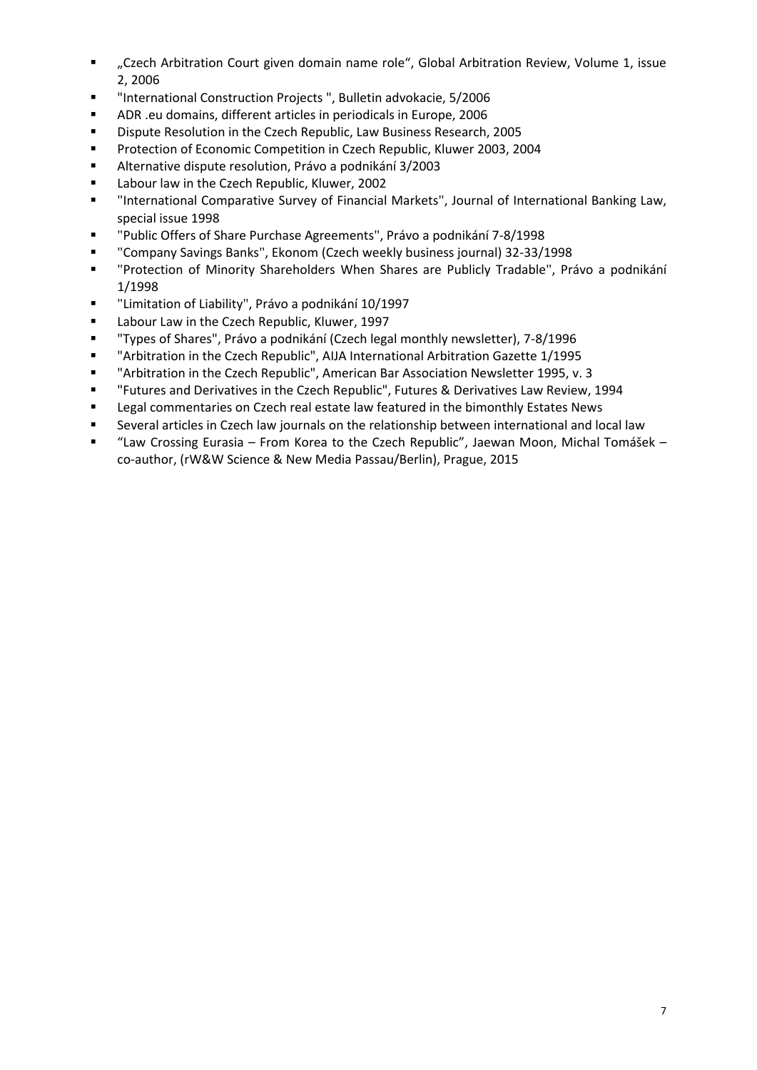- „Czech Arbitration Court given domain name role", Global Arbitration Review, Volume 1, issue 2, 2006
- "International Construction Projects ", Bulletin advokacie, 5/2006
- ADR .eu domains, different articles in periodicals in Europe, 2006
- Dispute Resolution in the Czech Republic, Law Business Research, 2005
- Protection of Economic Competition in Czech Republic, Kluwer 2003, 2004
- Alternative dispute resolution, Právo a podnikání 3/2003
- Labour law in the Czech Republic, Kluwer, 2002
- "International Comparative Survey of Financial Markets", Journal of International Banking Law, special issue 1998
- "Public Offers of Share Purchase Agreements", Právo a podnikání 7-8/1998
- "Company Savings Banks", Ekonom (Czech weekly business journal) 32-33/1998
- "Protection of Minority Shareholders When Shares are Publicly Tradable", Právo a podnikání 1/1998
- "Limitation of Liability", Právo a podnikání 10/1997
- Labour Law in the Czech Republic, Kluwer, 1997
- "Types of Shares", Právo a podnikání (Czech legal monthly newsletter), 7-8/1996
- "Arbitration in the Czech Republic", AIJA International Arbitration Gazette 1/1995
- "Arbitration in the Czech Republic", American Bar Association Newsletter 1995, v. 3
- "Futures and Derivatives in the Czech Republic", Futures & Derivatives Law Review, 1994
- Legal commentaries on Czech real estate law featured in the bimonthly Estates News
- Several articles in Czech law journals on the relationship between international and local law
- "Law Crossing Eurasia – From Korea to the Czech Republic", Jaewan Moon, Michal Tomášek – co-author, (rW&W Science & New Media Passau/Berlin), Prague, 2015